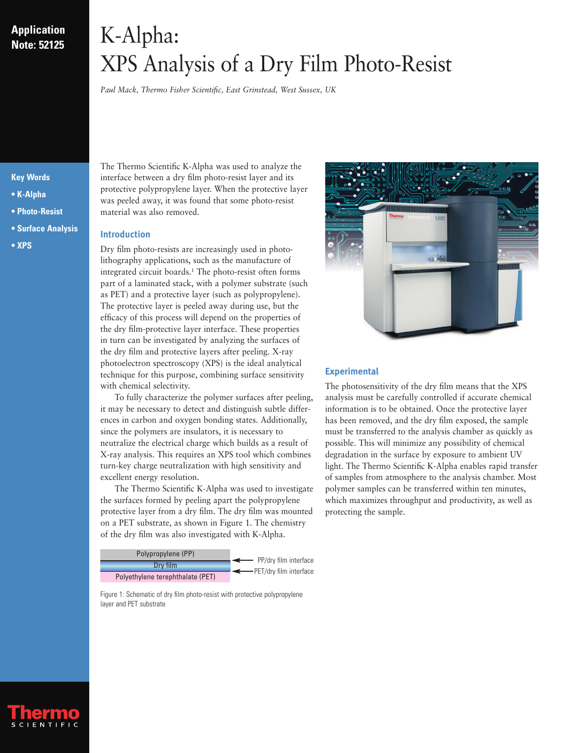Application Note: 52125

# K-Alpha: XPS Analysis of a Dry Film Photo-Resist

*Paul Mack, Thermo Fisher Scientific, East Grinstead, West Sussex, UK*

**Key Words**

- **K-Alpha**
- **Photo-Resist**
- **Surface Analysis**
- **XPS**

The Thermo Scientific K-Alpha was used to analyze the interface between a dry film photo-resist layer and its protective polypropylene layer. When the protective layer was peeled away, it was found that some photo-resist material was also removed.

## Introduction

Dry film photo-resists are increasingly used in photo-lithography applications, such as the manufacture of integrated circuit boards.[1] The photo-resist often forms part of a laminated stack, with a polymer substrate (such as PET) and a protective layer (such as polypropylene). The protective layer is peeled away during use, but the efficacy of this process will depend on the properties of the dry film-protective layer interface. These properties in turn can be investigated by analyzing the surfaces of the dry film and protective layers after peeling. X-ray photoelectron spectroscopy (XPS) is the ideal analytical technique for this purpose, combining surface sensitivity with chemical selectivity.

To fully characterize the polymer surfaces after peeling, it may be necessary to detect and distinguish subtle differences in carbon and oxygen bonding states. Additionally, since the polymers are insulators, it is necessary to neutralize the electrical charge which builds as a result of X-ray analysis. This requires an XPS tool which combines turn-key charge neutralization with high sensitivity and excellent energy resolution.

The Thermo Scientific K-Alpha was used to investigate the surfaces formed by peeling apart the polypropylene protective layer from a dry film. The dry film was mounted on a PET substrate, as shown in Figure 1. The chemistry of the dry film was also investigated with K-Alpha.

| Layer | Interface |
|---|---|
| Polypropylene (PP) | ← PP/dry film interface |
| Dry film | ← PET/dry film interface |
| Polyethylene terephthalate (PET) | |

Figure 1: Schematic of dry film photo-resist with protective polypropylene layer and PET substrate

## Experimental

The photosensitivity of the dry film means that the XPS analysis must be carefully controlled if accurate chemical information is to be obtained. Once the protective layer has been removed, and the dry film exposed, the sample must be transferred to the analysis chamber as quickly as possible. This will minimize any possibility of chemical degradation in the surface by exposure to ambient UV light. The Thermo Scientific K-Alpha enables rapid transfer of samples from atmosphere to the analysis chamber. Most polymer samples can be transferred within ten minutes, which maximizes throughput and productivity, as well as protecting the sample.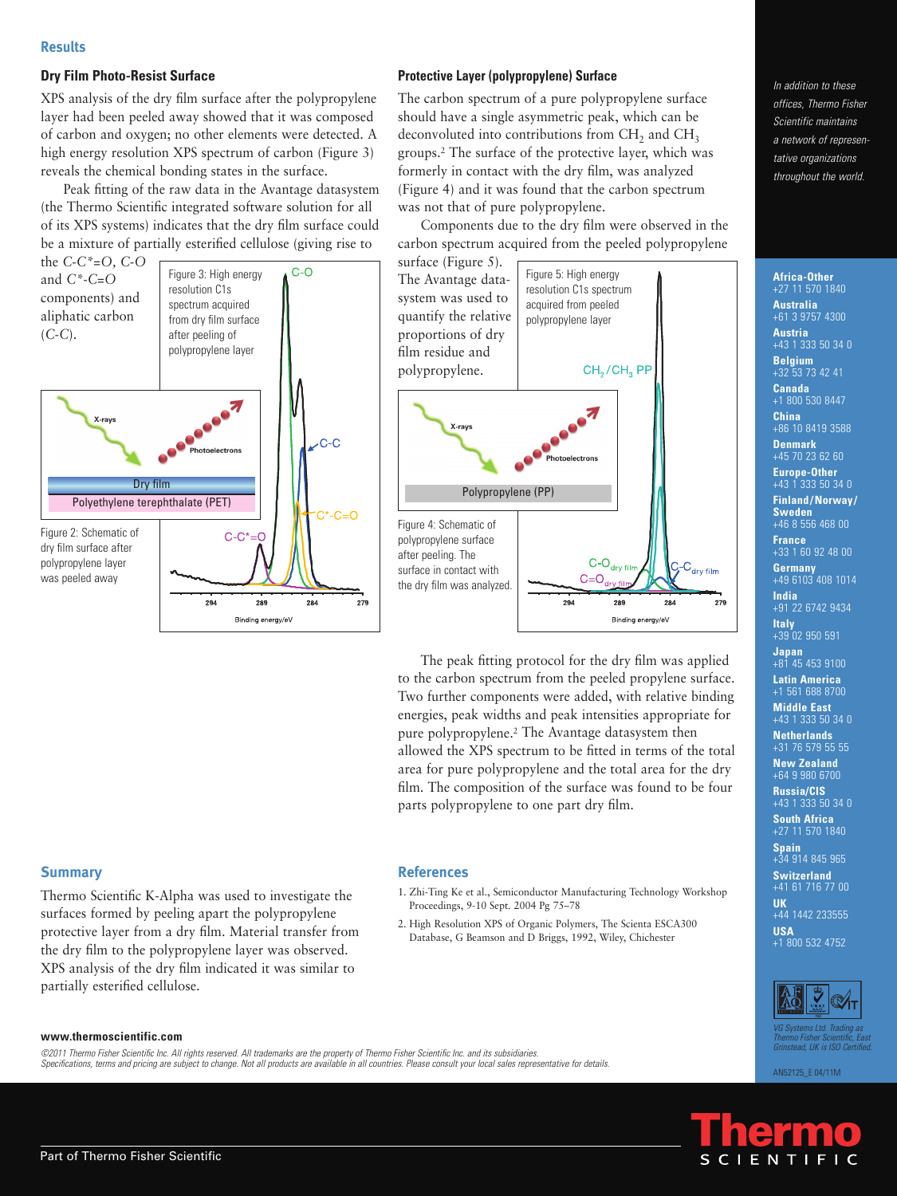## Results

### Dry Film Photo-Resist Surface

XPS analysis of the dry film surface after the polypropylene layer had been peeled away showed that it was composed of carbon and oxygen; no other elements were detected. A high energy resolution XPS spectrum of carbon (Figure 3) reveals the chemical bonding states in the surface.

Peak fitting of the raw data in the Avantage datasystem (the Thermo Scientific integrated software solution for all of its XPS systems) indicates that the dry film surface could be a mixture of partially esterified cellulose (giving rise to the *C-C\*=O*, *C-O* and *C\*-C=O* components) and aliphatic carbon (*C-C*).

X-rays
Photoelectrons
Dry film
Polyethylene terephthalate (PET)

Figure 2: Schematic of dry film surface after polypropylene layer was peeled away

Figure 3: High energy resolution C1s spectrum acquired from dry film surface after peeling of polypropylene layer

C-O
C-C
C\*-C=O
C-C\*=O
294 289 284 279
Binding energy/eV

### Protective Layer (polypropylene) Surface

The carbon spectrum of a pure polypropylene surface should have a single asymmetric peak, which can be deconvoluted into contributions from $CH_2$ and $CH_3$ groups.[2] The surface of the protective layer, which was formerly in contact with the dry film, was analyzed (Figure 4) and it was found that the carbon spectrum was not that of pure polypropylene.

Components due to the dry film were observed in the carbon spectrum acquired from the peeled polypropylene surface (Figure 5). The Avantage datasystem was used to quantify the relative proportions of dry film residue and polypropylene.

X-rays
Photoelectrons
Polypropylene (PP)

Figure 4: Schematic of polypropylene surface after peeling. The surface in contact with the dry film was analyzed.

Figure 5: High energy resolution C1s spectrum acquired from peeled polypropylene layer

$CH_2/CH_3$ PP
C-O dry film
C=O dry film
C-C dry film
294 289 284 279
Binding energy/eV

The peak fitting protocol for the dry film was applied to the carbon spectrum from the peeled propylene surface. Two further components were added, with relative binding energies, peak widths and peak intensities appropriate for pure polypropylene.[2] The Avantage datasystem then allowed the XPS spectrum to be fitted in terms of the total area for pure polypropylene and the total area for the dry film. The composition of the surface was found to be four parts polypropylene to one part dry film.

## Summary

Thermo Scientific K-Alpha was used to investigate the surfaces formed by peeling apart the polypropylene protective layer from a dry film. Material transfer from the dry film to the polypropylene layer was observed. XPS analysis of the dry film indicated it was similar to partially esterified cellulose.

## References

1. Zhi-Ting Ke et al., Semiconductor Manufacturing Technology Workshop Proceedings, 9-10 Sept. 2004 Pg 75–78
2. High Resolution XPS of Organic Polymers, The Scienta ESCA300 Database, G Beamson and D Briggs, 1992, Wiley, Chichester

*In addition to these offices, Thermo Fisher Scientific maintains a network of representative organizations throughout the world.*

**Africa-Other** +27 11 570 1840
**Australia** +61 3 9757 4300
**Austria** +43 1 333 50 34 0
**Belgium** +32 53 73 42 41
**Canada** +1 800 530 8447
**China** +86 10 8419 3588
**Denmark** +45 70 23 62 60
**Europe-Other** +43 1 333 50 34 0
**Finland/Norway/Sweden** +46 8 556 468 00
**France** +33 1 60 92 48 00
**Germany** +49 6103 408 1014
**India** +91 22 6742 9434
**Italy** +39 02 950 591
**Japan** +81 45 453 9100
**Latin America** +1 561 688 8700
**Middle East** +43 1 333 50 34 0
**Netherlands** +31 76 579 55 55
**New Zealand** +64 9 980 6700
**Russia/CIS** +43 1 333 50 34 0
**South Africa** +27 11 570 1840
**Spain** +34 914 845 965
**Switzerland** +41 61 716 77 00
**UK** +44 1442 233555
**USA** +1 800 532 4752

*VG Systems Ltd. Trading as Thermo Fisher Scientific, East Grinstead, UK is ISO Certified.*

AN52125_E 04/11M

**www.thermoscientific.com**

*©2011 Thermo Fisher Scientific Inc. All rights reserved. All trademarks are the property of Thermo Fisher Scientific Inc. and its subsidiaries. Specifications, terms and pricing are subject to change. Not all products are available in all countries. Please consult your local sales representative for details.*

Part of Thermo Fisher Scientific

Thermo SCIENTIFIC